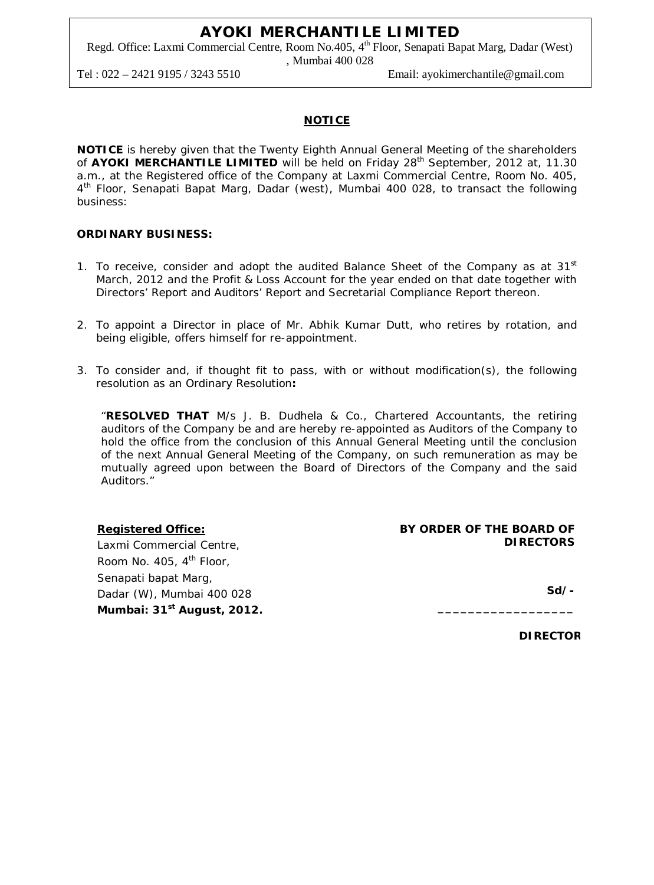# AYOKI MERCHANTILE LIMITED

Regd. Office: Laxmi Commercial Centre, Room No.405, 4th Floor, Senapati Bapat Marg, Dadar (West) , Mumbai 400 028

Tel : 022 – 2421 9195 / 3243 5510 Email: ayokimerchantile@gmail.com

## NOTICE

**NOTICE** is hereby given that the Twenty Eighth Annual General Meeting of the shareholders of **AYOKI MERCHANTILE LIMITED** will be held on Friday 28th September, 2012 at, 11.30 a.m., at the Registered office of the Company at Laxmi Commercial Centre, Room No. 405, 4th Floor, Senapati Bapat Marg, Dadar (west), Mumbai 400 028, to transact the following business:

**ORDINARY BUSINESS:**

1. To receive, consider and adopt the audited Balance Sheet of the Company as at 31st March, 2012 and the Profit & Loss Account for the year ended on that date together with Directors' Report and Auditors' Report and Secretarial Compliance Report thereon.

2. To appoint a Director in place of Mr. Abhik Kumar Dutt, who retires by rotation, and being eligible, offers himself for re-appointment.

3. To consider and, if thought fit to pass, with or without modification(s), the following resolution as an Ordinary Resolution**:**

   "**RESOLVED THAT** M/s J. B. Dudhela & Co., Chartered Accountants, the retiring auditors of the Company be and are hereby re-appointed as Auditors of the Company to hold the office from the conclusion of this Annual General Meeting until the conclusion of the next Annual General Meeting of the Company, on such remuneration as may be mutually agreed upon between the Board of Directors of the Company and the said Auditors."

**Registered Office:**
Laxmi Commercial Centre,
Room No. 405, 4th Floor,
Senapati bapat Marg,
Dadar (W), Mumbai 400 028
**Mumbai: 31st August, 2012.**

**BY ORDER OF THE BOARD OF DIRECTORS**

**Sd/-**

**__________________**

**DIRECTOR**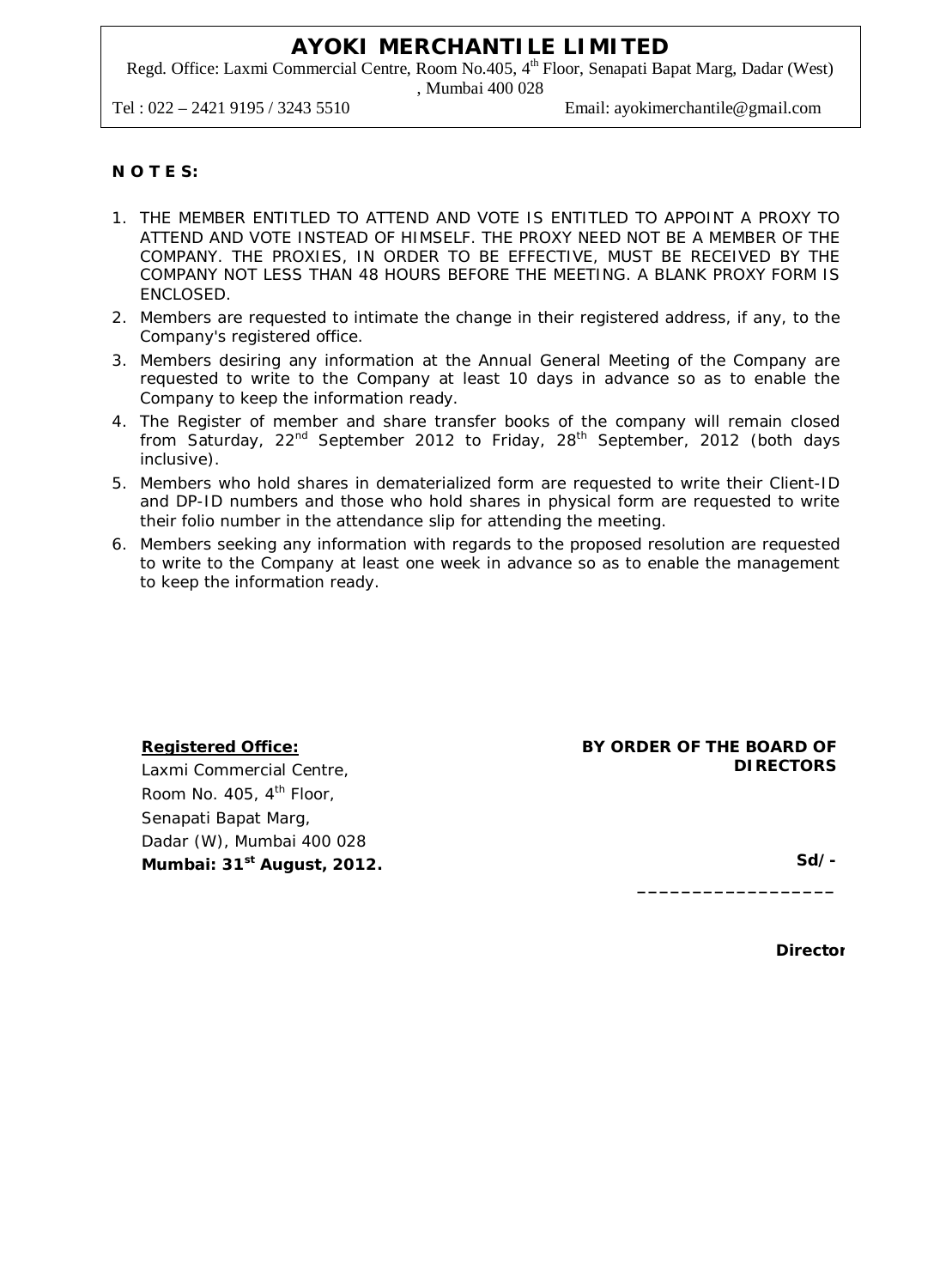**N O T E S:**

1. THE MEMBER ENTITLED TO ATTEND AND VOTE IS ENTITLED TO APPOINT A PROXY TO ATTEND AND VOTE INSTEAD OF HIMSELF. THE PROXY NEED NOT BE A MEMBER OF THE COMPANY. THE PROXIES, IN ORDER TO BE EFFECTIVE, MUST BE RECEIVED BY THE COMPANY NOT LESS THAN 48 HOURS BEFORE THE MEETING. A BLANK PROXY FORM IS ENCLOSED.
2. Members are requested to intimate the change in their registered address, if any, to the Company's registered office.
3. Members desiring any information at the Annual General Meeting of the Company are requested to write to the Company at least 10 days in advance so as to enable the Company to keep the information ready.
4. The Register of member and share transfer books of the company will remain closed from Saturday, 22nd September 2012 to Friday, 28th September, 2012 (both days inclusive).
5. Members who hold shares in dematerialized form are requested to write their Client-ID and DP-ID numbers and those who hold shares in physical form are requested to write their folio number in the attendance slip for attending the meeting.
6. Members seeking any information with regards to the proposed resolution are requested to write to the Company at least one week in advance so as to enable the management to keep the information ready.

**Registered Office:**
Laxmi Commercial Centre,
Room No. 405, 4th Floor,
Senapati Bapat Marg,
Dadar (W), Mumbai 400 028
**Mumbai: 31st August, 2012.**

**BY ORDER OF THE BOARD OF DIRECTORS**

**Sd/-**

\_\_\_\_\_\_\_\_\_\_\_\_\_\_\_\_\_\_

**Director**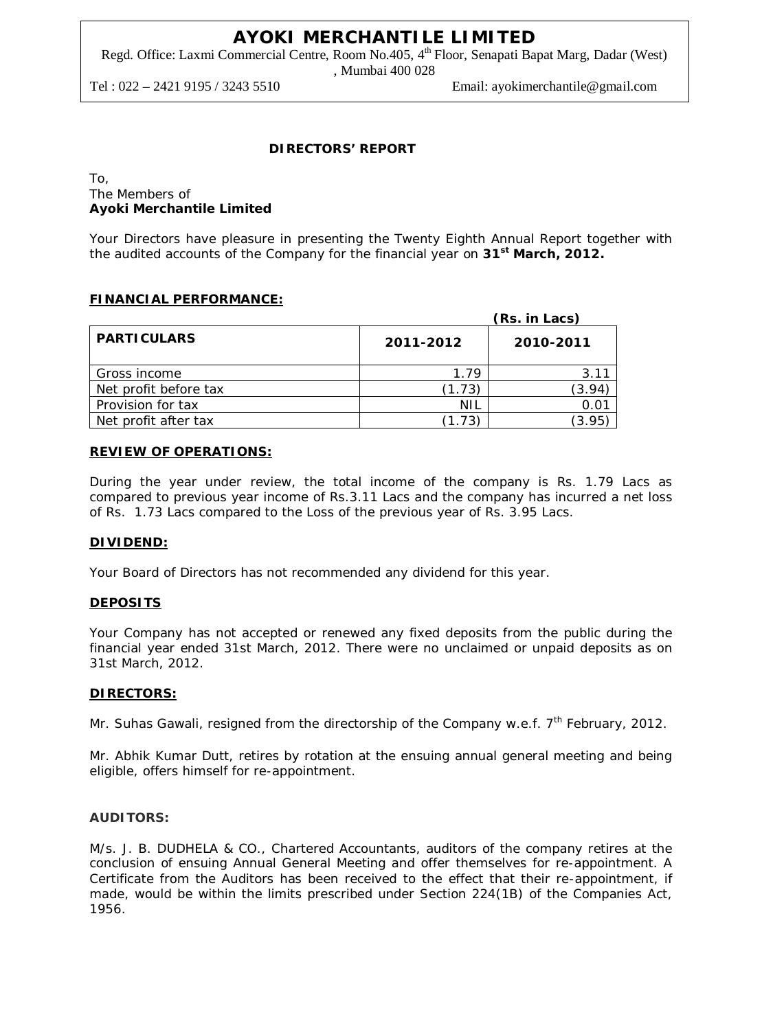# AYOKI MERCHANTILE LIMITED

Regd. Office: Laxmi Commercial Centre, Room No.405, 4th Floor, Senapati Bapat Marg, Dadar (West), Mumbai 400 028

Tel : 022 – 2421 9195 / 3243 5510 Email: ayokimerchantile@gmail.com

## DIRECTORS' REPORT

To,
The Members of
**Ayoki Merchantile Limited**

Your Directors have pleasure in presenting the Twenty Eighth Annual Report together with the audited accounts of the Company for the financial year on **31st March, 2012.**

### FINANCIAL PERFORMANCE:

(Rs. in Lacs)

| PARTICULARS | 2011-2012 | 2010-2011 |
|---|---|---|
| Gross income | 1.79 | 3.11 |
| Net profit before tax | (1.73) | (3.94) |
| Provision for tax | NIL | 0.01 |
| Net profit after tax | (1.73) | (3.95) |

### REVIEW OF OPERATIONS:

During the year under review, the total income of the company is Rs. 1.79 Lacs as compared to previous year income of Rs.3.11 Lacs and the company has incurred a net loss of Rs. 1.73 Lacs compared to the Loss of the previous year of Rs. 3.95 Lacs.

### DIVIDEND:

Your Board of Directors has not recommended any dividend for this year.

### DEPOSITS

Your Company has not accepted or renewed any fixed deposits from the public during the financial year ended 31st March, 2012. There were no unclaimed or unpaid deposits as on 31st March, 2012.

### DIRECTORS:

Mr. Suhas Gawali, resigned from the directorship of the Company w.e.f. 7th February, 2012.

Mr. Abhik Kumar Dutt, retires by rotation at the ensuing annual general meeting and being eligible, offers himself for re-appointment.

### AUDITORS:

M/s. J. B. DUDHELA & CO., Chartered Accountants, auditors of the company retires at the conclusion of ensuing Annual General Meeting and offer themselves for re-appointment. A Certificate from the Auditors has been received to the effect that their re-appointment, if made, would be within the limits prescribed under Section 224(1B) of the Companies Act, 1956.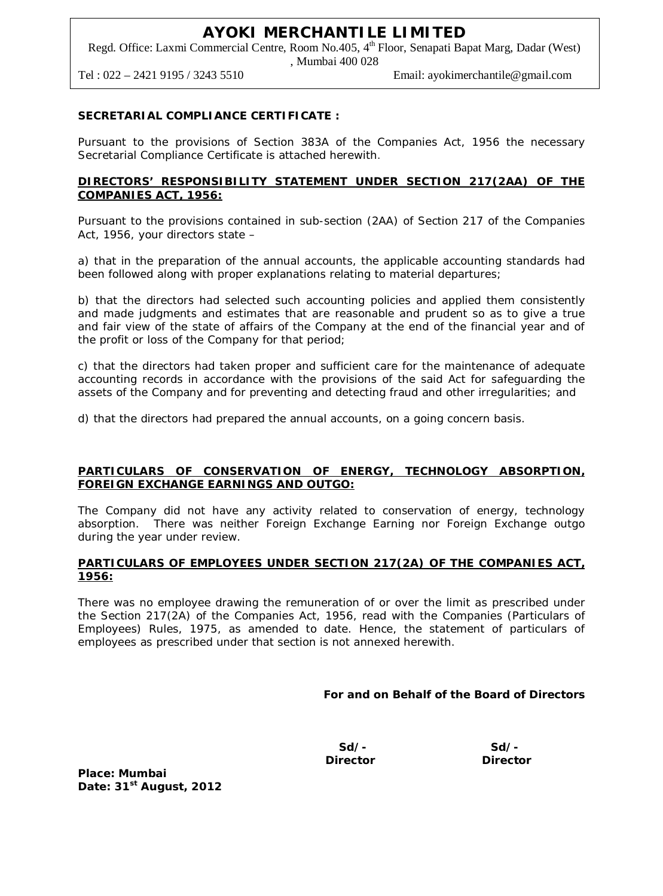# AYOKI MERCHANTILE LIMITED

Regd. Office: Laxmi Commercial Centre, Room No.405, 4th Floor, Senapati Bapat Marg, Dadar (West), Mumbai 400 028

Tel : 022 – 2421 9195 / 3243 5510 Email: ayokimerchantile@gmail.com

**SECRETARIAL COMPLIANCE CERTIFICATE :**

Pursuant to the provisions of Section 383A of the Companies Act, 1956 the necessary Secretarial Compliance Certificate is attached herewith.

**DIRECTORS' RESPONSIBILITY STATEMENT UNDER SECTION 217(2AA) OF THE COMPANIES ACT, 1956:**

Pursuant to the provisions contained in sub-section (2AA) of Section 217 of the Companies Act, 1956, your directors state –

a) that in the preparation of the annual accounts, the applicable accounting standards had been followed along with proper explanations relating to material departures;

b) that the directors had selected such accounting policies and applied them consistently and made judgments and estimates that are reasonable and prudent so as to give a true and fair view of the state of affairs of the Company at the end of the financial year and of the profit or loss of the Company for that period;

c) that the directors had taken proper and sufficient care for the maintenance of adequate accounting records in accordance with the provisions of the said Act for safeguarding the assets of the Company and for preventing and detecting fraud and other irregularities; and

d) that the directors had prepared the annual accounts, on a going concern basis.

**PARTICULARS OF CONSERVATION OF ENERGY, TECHNOLOGY ABSORPTION, FOREIGN EXCHANGE EARNINGS AND OUTGO:**

The Company did not have any activity related to conservation of energy, technology absorption. There was neither Foreign Exchange Earning nor Foreign Exchange outgo during the year under review.

**PARTICULARS OF EMPLOYEES UNDER SECTION 217(2A) OF THE COMPANIES ACT, 1956:**

There was no employee drawing the remuneration of or over the limit as prescribed under the Section 217(2A) of the Companies Act, 1956, read with the Companies (Particulars of Employees) Rules, 1975, as amended to date. Hence, the statement of particulars of employees as prescribed under that section is not annexed herewith.

**For and on Behalf of the Board of Directors**

**Sd/-** **Sd/-**
**Director** **Director**

**Place: Mumbai**
**Date: 31st August, 2012**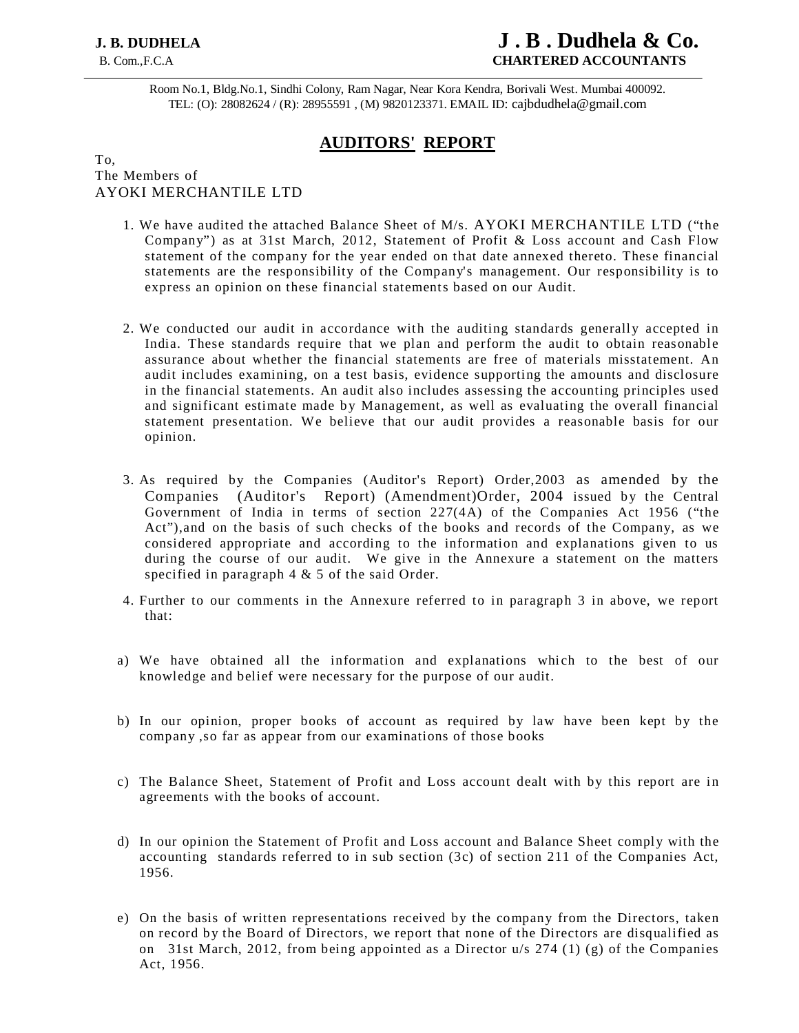**J. B. DUDHELA**
B. Com.,F.C.A

# J . B . Dudhela & Co.
**CHARTERED ACCOUNTANTS**

Room No.1, Bldg.No.1, Sindhi Colony, Ram Nagar, Near Kora Kendra, Borivali West. Mumbai 400092.
TEL: (O): 28082624 / (R): 28955591 , (M) 9820123371. EMAIL ID: cajbdudhela@gmail.com

## AUDITORS' REPORT

To,
The Members of
AYOKI MERCHANTILE LTD

1. We have audited the attached Balance Sheet of M/s. AYOKI MERCHANTILE LTD ("the Company") as at 31st March, 2012, Statement of Profit & Loss account and Cash Flow statement of the company for the year ended on that date annexed thereto. These financial statements are the responsibility of the Company's management. Our responsibility is to express an opinion on these financial statements based on our Audit.

2. We conducted our audit in accordance with the auditing standards generally accepted in India. These standards require that we plan and perform the audit to obtain reasonable assurance about whether the financial statements are free of materials misstatement. An audit includes examining, on a test basis, evidence supporting the amounts and disclosure in the financial statements. An audit also includes assessing the accounting principles used and significant estimate made by Management, as well as evaluating the overall financial statement presentation. We believe that our audit provides a reasonable basis for our opinion.

3. As required by the Companies (Auditor's Report) Order,2003 as amended by the Companies (Auditor's Report) (Amendment)Order, 2004 issued by the Central Government of India in terms of section 227(4A) of the Companies Act 1956 ("the Act"),and on the basis of such checks of the books and records of the Company, as we considered appropriate and according to the information and explanations given to us during the course of our audit. We give in the Annexure a statement on the matters specified in paragraph 4 & 5 of the said Order.

4. Further to our comments in the Annexure referred to in paragraph 3 in above, we report that:

a) We have obtained all the information and explanations which to the best of our knowledge and belief were necessary for the purpose of our audit.

b) In our opinion, proper books of account as required by law have been kept by the company ,so far as appear from our examinations of those books

c) The Balance Sheet, Statement of Profit and Loss account dealt with by this report are in agreements with the books of account.

d) In our opinion the Statement of Profit and Loss account and Balance Sheet comply with the accounting standards referred to in sub section (3c) of section 211 of the Companies Act, 1956.

e) On the basis of written representations received by the company from the Directors, taken on record by the Board of Directors, we report that none of the Directors are disqualified as on 31st March, 2012, from being appointed as a Director u/s 274 (1) (g) of the Companies Act, 1956.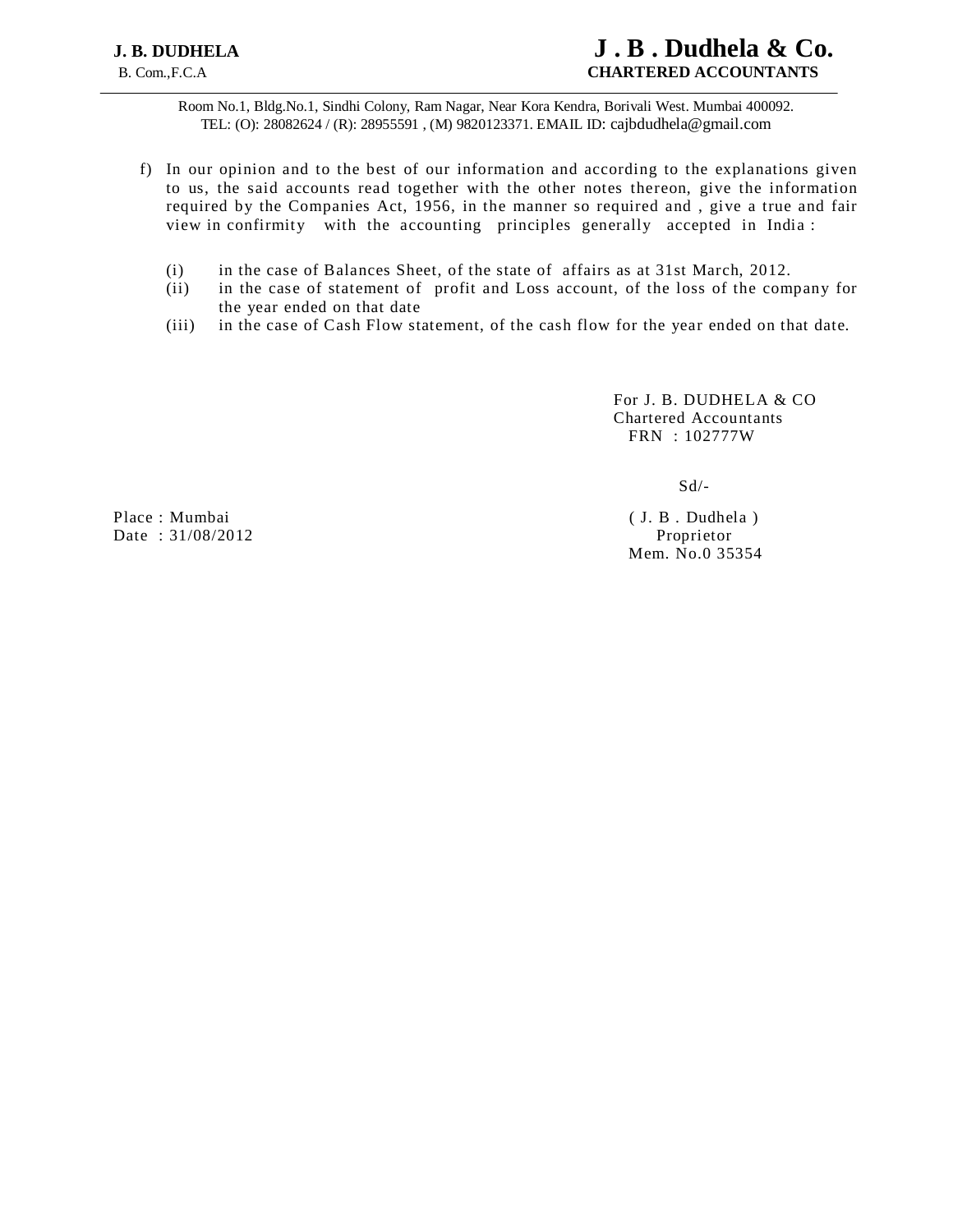**J. B. DUDHELA**
B. Com.,F.C.A

# J . B . Dudhela & Co.
**CHARTERED ACCOUNTANTS**

Room No.1, Bldg.No.1, Sindhi Colony, Ram Nagar, Near Kora Kendra, Borivali West. Mumbai 400092.
TEL: (O): 28082624 / (R): 28955591 , (M) 9820123371. EMAIL ID: cajbdudhela@gmail.com

f) In our opinion and to the best of our information and according to the explanations given to us, the said accounts read together with the other notes thereon, give the information required by the Companies Act, 1956, in the manner so required and , give a true and fair view in confirmity with the accounting principles generally accepted in India :

   (i) in the case of Balances Sheet, of the state of affairs as at 31st March, 2012.
   (ii) in the case of statement of profit and Loss account, of the loss of the company for the year ended on that date
   (iii) in the case of Cash Flow statement, of the cash flow for the year ended on that date.

For J. B. DUDHELA & CO
Chartered Accountants
FRN : 102777W

Sd/-

( J. B . Dudhela )
Proprietor
Mem. No.0 35354

Place : Mumbai
Date : 31/08/2012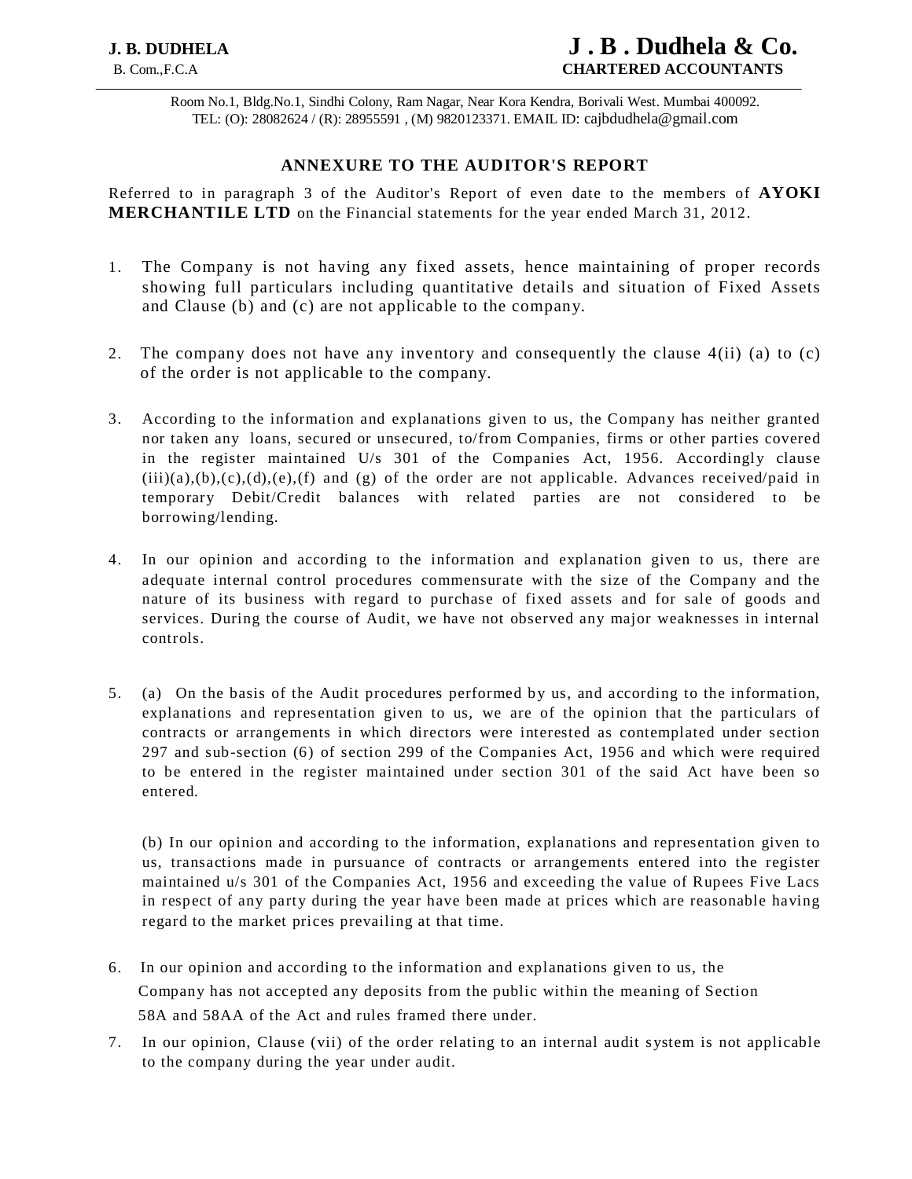**J. B. DUDHELA**
B. Com.,F.C.A

**J . B . Dudhela & Co.**
**CHARTERED ACCOUNTANTS**

Room No.1, Bldg.No.1, Sindhi Colony, Ram Nagar, Near Kora Kendra, Borivali West. Mumbai 400092.
TEL: (O): 28082624 / (R): 28955591 , (M) 9820123371. EMAIL ID: cajbdudhela@gmail.com

## ANNEXURE TO THE AUDITOR'S REPORT

Referred to in paragraph 3 of the Auditor's Report of even date to the members of **AYOKI MERCHANTILE LTD** on the Financial statements for the year ended March 31, 2012.

1. The Company is not having any fixed assets, hence maintaining of proper records showing full particulars including quantitative details and situation of Fixed Assets and Clause (b) and (c) are not applicable to the company.

2. The company does not have any inventory and consequently the clause 4(ii) (a) to (c) of the order is not applicable to the company.

3. According to the information and explanations given to us, the Company has neither granted nor taken any loans, secured or unsecured, to/from Companies, firms or other parties covered in the register maintained U/s 301 of the Companies Act, 1956. Accordingly clause (iii)(a),(b),(c),(d),(e),(f) and (g) of the order are not applicable. Advances received/paid in temporary Debit/Credit balances with related parties are not considered to be borrowing/lending.

4. In our opinion and according to the information and explanation given to us, there are adequate internal control procedures commensurate with the size of the Company and the nature of its business with regard to purchase of fixed assets and for sale of goods and services. During the course of Audit, we have not observed any major weaknesses in internal controls.

5. (a) On the basis of the Audit procedures performed by us, and according to the information, explanations and representation given to us, we are of the opinion that the particulars of contracts or arrangements in which directors were interested as contemplated under section 297 and sub-section (6) of section 299 of the Companies Act, 1956 and which were required to be entered in the register maintained under section 301 of the said Act have been so entered.

   (b) In our opinion and according to the information, explanations and representation given to us, transactions made in pursuance of contracts or arrangements entered into the register maintained u/s 301 of the Companies Act, 1956 and exceeding the value of Rupees Five Lacs in respect of any party during the year have been made at prices which are reasonable having regard to the market prices prevailing at that time.

6. In our opinion and according to the information and explanations given to us, the Company has not accepted any deposits from the public within the meaning of Section 58A and 58AA of the Act and rules framed there under.

7. In our opinion, Clause (vii) of the order relating to an internal audit system is not applicable to the company during the year under audit.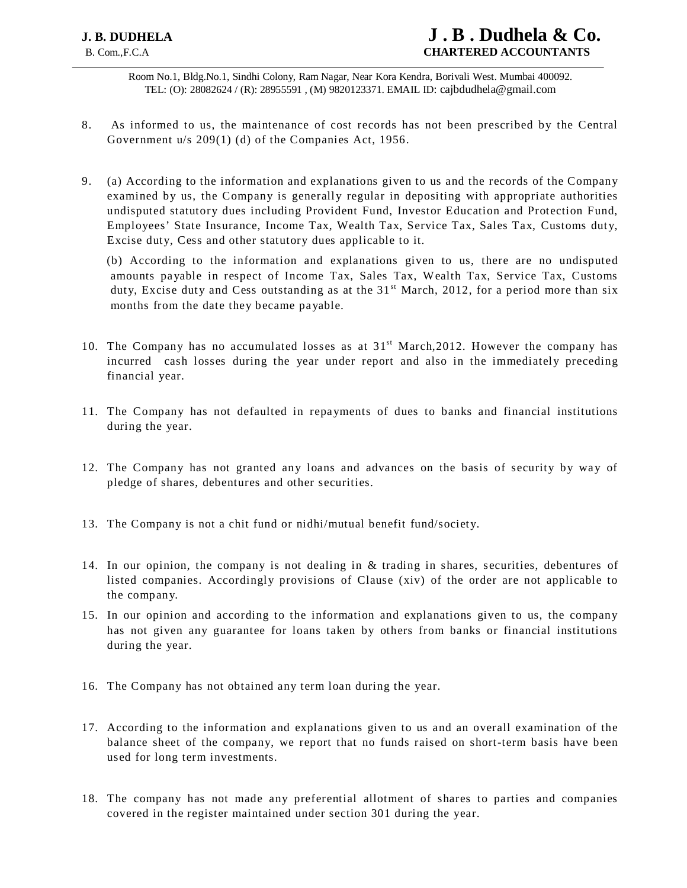8. As informed to us, the maintenance of cost records has not been prescribed by the Central Government u/s 209(1) (d) of the Companies Act, 1956.

9. (a) According to the information and explanations given to us and the records of the Company examined by us, the Company is generally regular in depositing with appropriate authorities undisputed statutory dues including Provident Fund, Investor Education and Protection Fund, Employees' State Insurance, Income Tax, Wealth Tax, Service Tax, Sales Tax, Customs duty, Excise duty, Cess and other statutory dues applicable to it.

   (b) According to the information and explanations given to us, there are no undisputed amounts payable in respect of Income Tax, Sales Tax, Wealth Tax, Service Tax, Customs duty, Excise duty and Cess outstanding as at the 31st March, 2012, for a period more than six months from the date they became payable.

10. The Company has no accumulated losses as at 31st March,2012. However the company has incurred cash losses during the year under report and also in the immediately preceding financial year.

11. The Company has not defaulted in repayments of dues to banks and financial institutions during the year.

12. The Company has not granted any loans and advances on the basis of security by way of pledge of shares, debentures and other securities.

13. The Company is not a chit fund or nidhi/mutual benefit fund/society.

14. In our opinion, the company is not dealing in & trading in shares, securities, debentures of listed companies. Accordingly provisions of Clause (xiv) of the order are not applicable to the company.

15. In our opinion and according to the information and explanations given to us, the company has not given any guarantee for loans taken by others from banks or financial institutions during the year.

16. The Company has not obtained any term loan during the year.

17. According to the information and explanations given to us and an overall examination of the balance sheet of the company, we report that no funds raised on short-term basis have been used for long term investments.

18. The company has not made any preferential allotment of shares to parties and companies covered in the register maintained under section 301 during the year.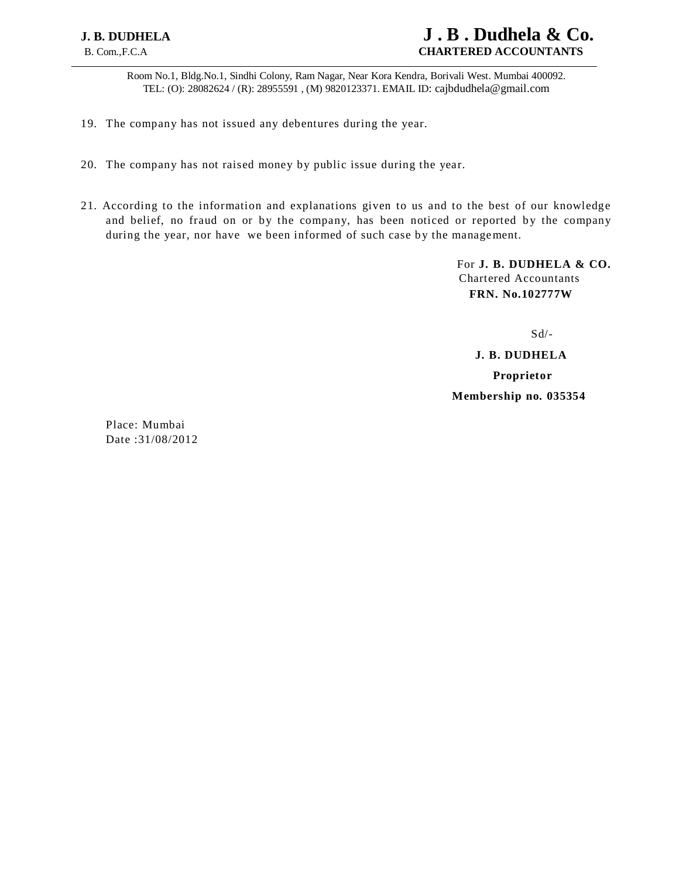19. The company has not issued any debentures during the year.

20. The company has not raised money by public issue during the year.

21. According to the information and explanations given to us and to the best of our knowledge and belief, no fraud on or by the company, has been noticed or reported by the company during the year, nor have we been informed of such case by the management.

For **J. B. DUDHELA & CO.**
Chartered Accountants
**FRN. No.102777W**

Sd/-

**J. B. DUDHELA**

**Proprietor**

**Membership no. 035354**

Place: Mumbai
Date :31/08/2012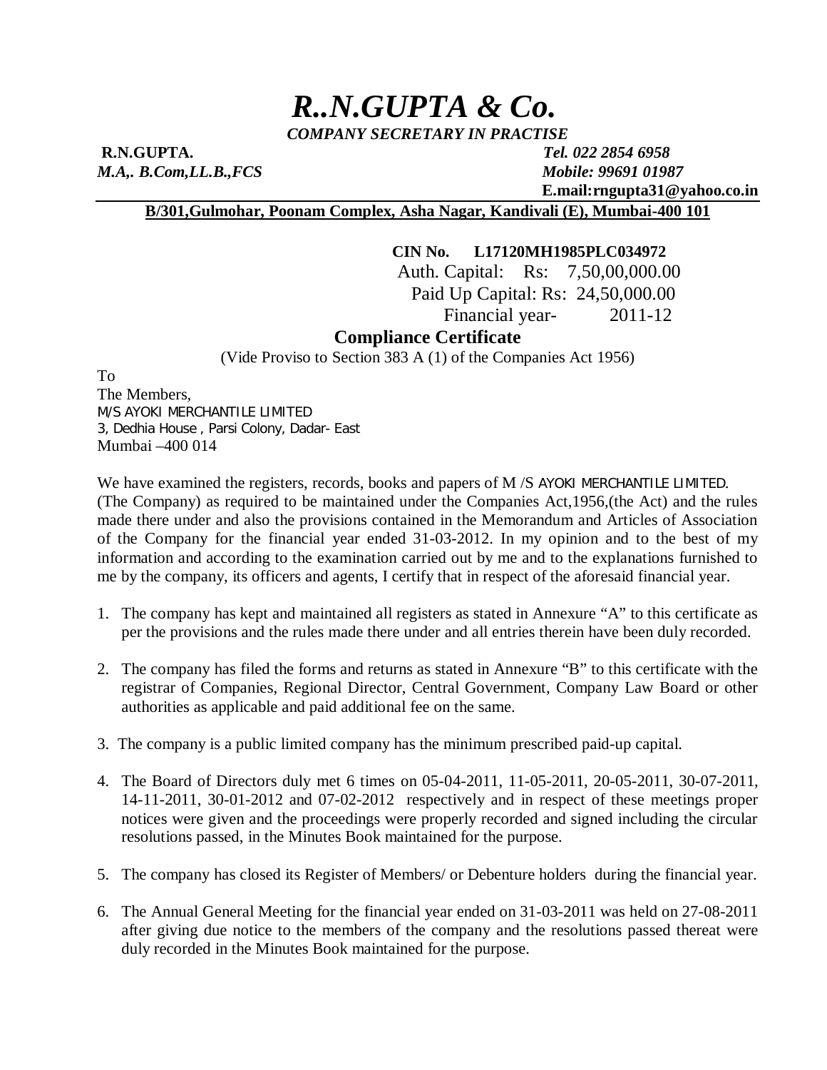# *R..N.GUPTA & Co.*

***COMPANY SECRETARY IN PRACTISE***

**R.N.GUPTA.** ***Tel. 022 2854 6958***
***M.A,. B.Com,LL.B.,FCS*** ***Mobile: 99691 01987***
**E.mail:rngupta31@yahoo.co.in**

**B/301,Gulmohar, Poonam Complex, Asha Nagar, Kandivali (E), Mumbai-400 101**

**CIN No. L17120MH1985PLC034972**
Auth. Capital: Rs: 7,50,00,000.00
Paid Up Capital: Rs: 24,50,000.00
Financial year- 2011-12

## Compliance Certificate

(Vide Proviso to Section 383 A (1) of the Companies Act 1956)

To
The Members,
M/S AYOKI MERCHANTILE LIMITED
3, Dedhia House , Parsi Colony, Dadar- East
Mumbai –400 014

We have examined the registers, records, books and papers of M /S AYOKI MERCHANTILE LIMITED. (The Company) as required to be maintained under the Companies Act,1956,(the Act) and the rules made there under and also the provisions contained in the Memorandum and Articles of Association of the Company for the financial year ended 31-03-2012. In my opinion and to the best of my information and according to the examination carried out by me and to the explanations furnished to me by the company, its officers and agents, I certify that in respect of the aforesaid financial year.

1. The company has kept and maintained all registers as stated in Annexure "A" to this certificate as per the provisions and the rules made there under and all entries therein have been duly recorded.
2. The company has filed the forms and returns as stated in Annexure "B" to this certificate with the registrar of Companies, Regional Director, Central Government, Company Law Board or other authorities as applicable and paid additional fee on the same.
3. The company is a public limited company has the minimum prescribed paid-up capital.
4. The Board of Directors duly met 6 times on 05-04-2011, 11-05-2011, 20-05-2011, 30-07-2011, 14-11-2011, 30-01-2012 and 07-02-2012 respectively and in respect of these meetings proper notices were given and the proceedings were properly recorded and signed including the circular resolutions passed, in the Minutes Book maintained for the purpose.
5. The company has closed its Register of Members/ or Debenture holders during the financial year.
6. The Annual General Meeting for the financial year ended on 31-03-2011 was held on 27-08-2011 after giving due notice to the members of the company and the resolutions passed thereat were duly recorded in the Minutes Book maintained for the purpose.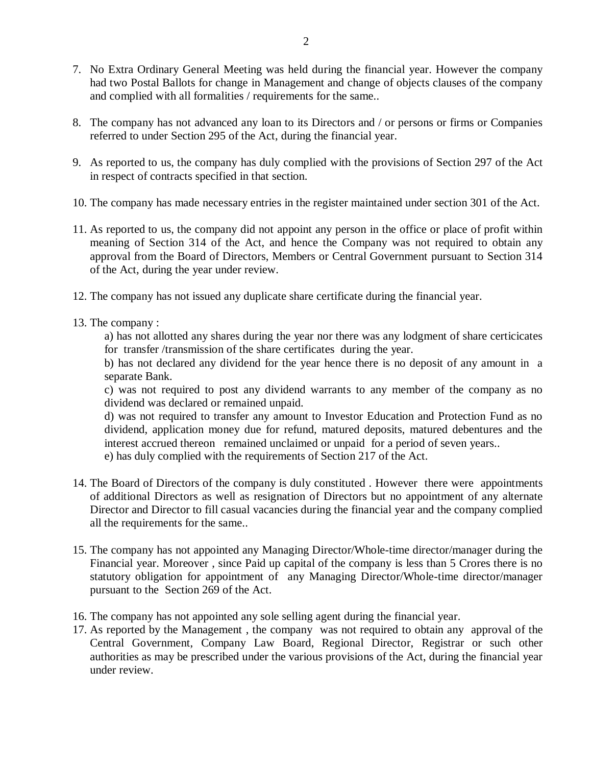7. No Extra Ordinary General Meeting was held during the financial year. However the company had two Postal Ballots for change in Management and change of objects clauses of the company and complied with all formalities / requirements for the same..

8. The company has not advanced any loan to its Directors and / or persons or firms or Companies referred to under Section 295 of the Act, during the financial year.

9. As reported to us, the company has duly complied with the provisions of Section 297 of the Act in respect of contracts specified in that section.

10. The company has made necessary entries in the register maintained under section 301 of the Act.

11. As reported to us, the company did not appoint any person in the office or place of profit within meaning of Section 314 of the Act, and hence the Company was not required to obtain any approval from the Board of Directors, Members or Central Government pursuant to Section 314 of the Act, during the year under review.

12. The company has not issued any duplicate share certificate during the financial year.

13. The company :

    a) has not allotted any shares during the year nor there was any lodgment of share certicicates for transfer /transmission of the share certificates during the year.

    b) has not declared any dividend for the year hence there is no deposit of any amount in a separate Bank.

    c) was not required to post any dividend warrants to any member of the company as no dividend was declared or remained unpaid.

    d) was not required to transfer any amount to Investor Education and Protection Fund as no dividend, application money due for refund, matured deposits, matured debentures and the interest accrued thereon remained unclaimed or unpaid for a period of seven years..

    e) has duly complied with the requirements of Section 217 of the Act.

14. The Board of Directors of the company is duly constituted . However there were appointments of additional Directors as well as resignation of Directors but no appointment of any alternate Director and Director to fill casual vacancies during the financial year and the company complied all the requirements for the same..

15. The company has not appointed any Managing Director/Whole-time director/manager during the Financial year. Moreover , since Paid up capital of the company is less than 5 Crores there is no statutory obligation for appointment of any Managing Director/Whole-time director/manager pursuant to the Section 269 of the Act.

16. The company has not appointed any sole selling agent during the financial year.

17. As reported by the Management , the company was not required to obtain any approval of the Central Government, Company Law Board, Regional Director, Registrar or such other authorities as may be prescribed under the various provisions of the Act, during the financial year under review.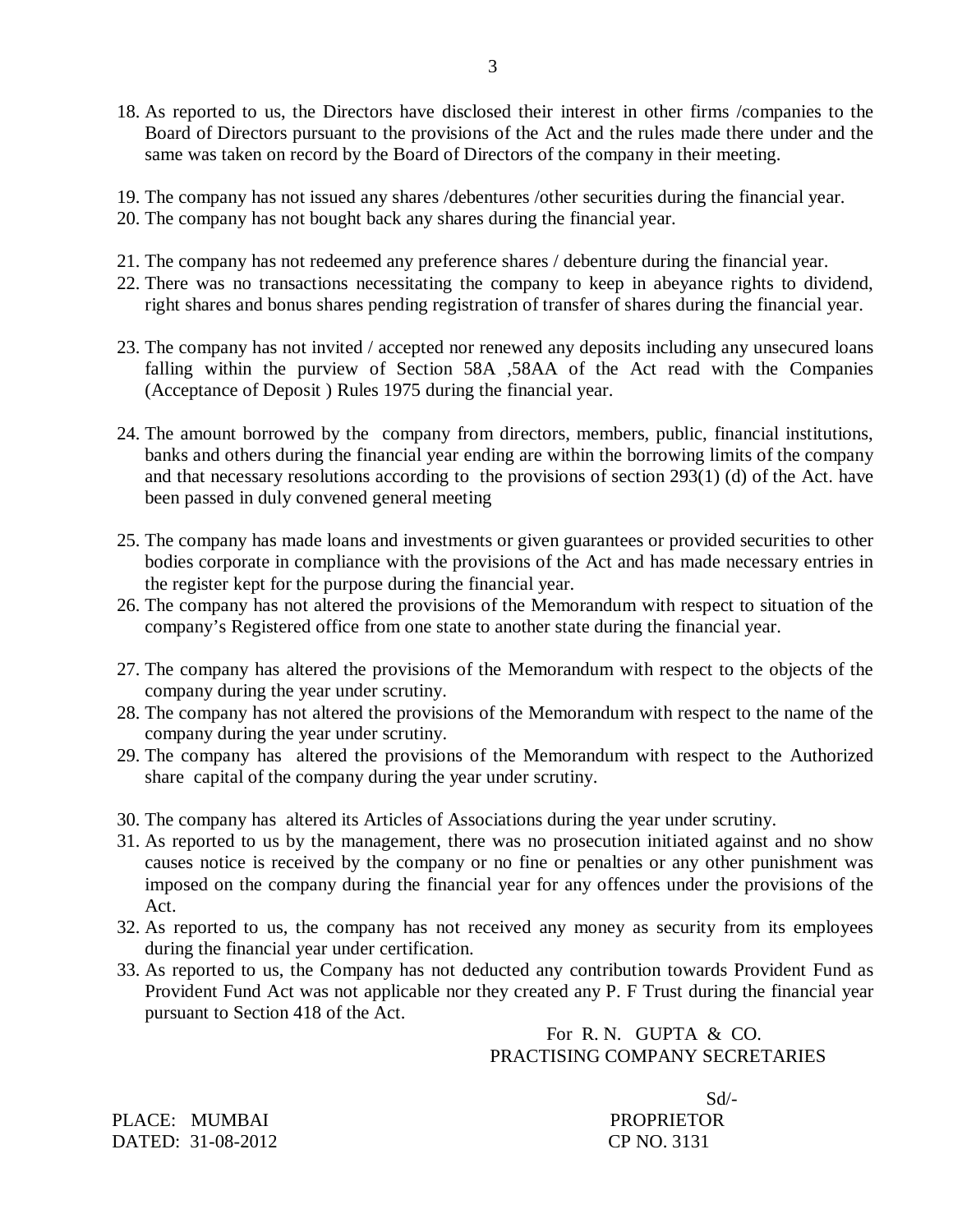18. As reported to us, the Directors have disclosed their interest in other firms /companies to the Board of Directors pursuant to the provisions of the Act and the rules made there under and the same was taken on record by the Board of Directors of the company in their meeting.

19. The company has not issued any shares /debentures /other securities during the financial year.
20. The company has not bought back any shares during the financial year.

21. The company has not redeemed any preference shares / debenture during the financial year.
22. There was no transactions necessitating the company to keep in abeyance rights to dividend, right shares and bonus shares pending registration of transfer of shares during the financial year.

23. The company has not invited / accepted nor renewed any deposits including any unsecured loans falling within the purview of Section 58A ,58AA of the Act read with the Companies (Acceptance of Deposit ) Rules 1975 during the financial year.

24. The amount borrowed by the company from directors, members, public, financial institutions, banks and others during the financial year ending are within the borrowing limits of the company and that necessary resolutions according to the provisions of section 293(1) (d) of the Act. have been passed in duly convened general meeting

25. The company has made loans and investments or given guarantees or provided securities to other bodies corporate in compliance with the provisions of the Act and has made necessary entries in the register kept for the purpose during the financial year.
26. The company has not altered the provisions of the Memorandum with respect to situation of the company's Registered office from one state to another state during the financial year.

27. The company has altered the provisions of the Memorandum with respect to the objects of the company during the year under scrutiny.
28. The company has not altered the provisions of the Memorandum with respect to the name of the company during the year under scrutiny.
29. The company has altered the provisions of the Memorandum with respect to the Authorized share capital of the company during the year under scrutiny.

30. The company has altered its Articles of Associations during the year under scrutiny.
31. As reported to us by the management, there was no prosecution initiated against and no show causes notice is received by the company or no fine or penalties or any other punishment was imposed on the company during the financial year for any offences under the provisions of the Act.
32. As reported to us, the company has not received any money as security from its employees during the financial year under certification.
33. As reported to us, the Company has not deducted any contribution towards Provident Fund as Provident Fund Act was not applicable nor they created any P. F Trust during the financial year pursuant to Section 418 of the Act.

For R. N. GUPTA & CO.
PRACTISING COMPANY SECRETARIES

Sd/-
PROPRIETOR
CP NO. 3131

PLACE: MUMBAI
DATED: 31-08-2012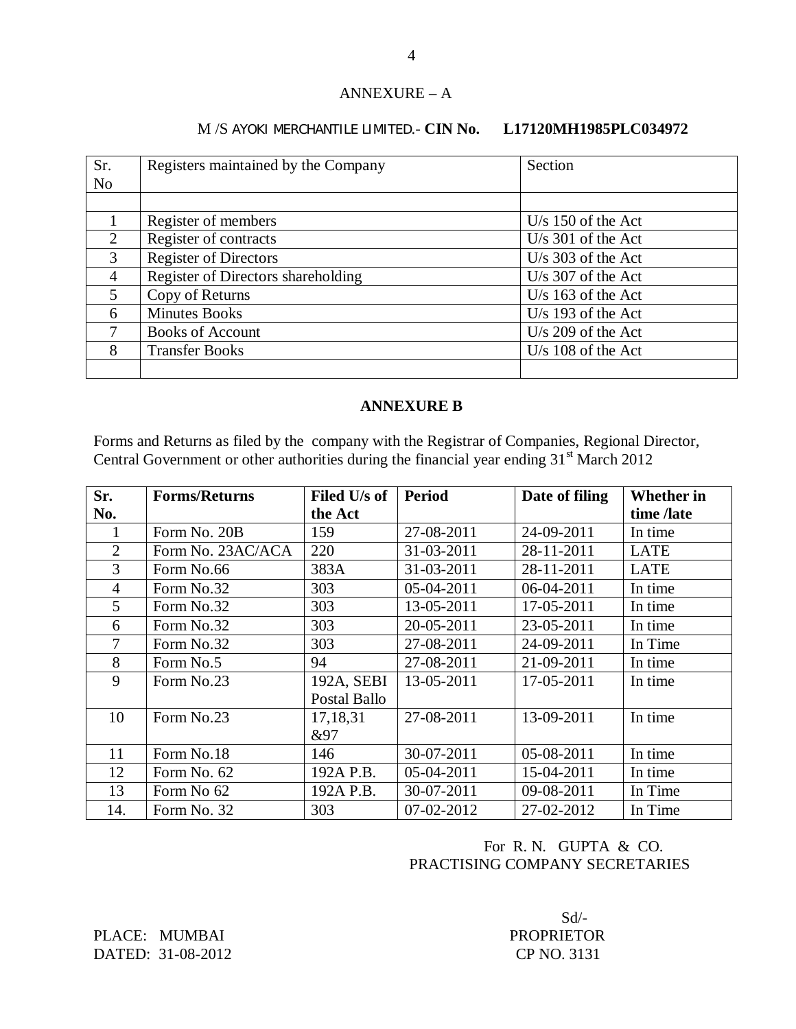## ANNEXURE – A

M /S AYOKI MERCHANTILE LIMITED.- **CIN No. L17120MH1985PLC034972**

| Sr. No | Registers maintained by the Company | Section |
|---|---|---|
| | | |
| 1 | Register of members | U/s 150 of the Act |
| 2 | Register of contracts | U/s 301 of the Act |
| 3 | Register of Directors | U/s 303 of the Act |
| 4 | Register of Directors shareholding | U/s 307 of the Act |
| 5 | Copy of Returns | U/s 163 of the Act |
| 6 | Minutes Books | U/s 193 of the Act |
| 7 | Books of Account | U/s 209 of the Act |
| 8 | Transfer Books | U/s 108 of the Act |
| | | |

## ANNEXURE B

Forms and Returns as filed by the company with the Registrar of Companies, Regional Director, Central Government or other authorities during the financial year ending 31st March 2012

| Sr. No. | Forms/Returns | Filed U/s of the Act | Period | Date of filing | Whether in time /late |
|---|---|---|---|---|---|
| 1 | Form No. 20B | 159 | 27-08-2011 | 24-09-2011 | In time |
| 2 | Form No. 23AC/ACA | 220 | 31-03-2011 | 28-11-2011 | LATE |
| 3 | Form No.66 | 383A | 31-03-2011 | 28-11-2011 | LATE |
| 4 | Form No.32 | 303 | 05-04-2011 | 06-04-2011 | In time |
| 5 | Form No.32 | 303 | 13-05-2011 | 17-05-2011 | In time |
| 6 | Form No.32 | 303 | 20-05-2011 | 23-05-2011 | In time |
| 7 | Form No.32 | 303 | 27-08-2011 | 24-09-2011 | In Time |
| 8 | Form No.5 | 94 | 27-08-2011 | 21-09-2011 | In time |
| 9 | Form No.23 | 192A, SEBI Postal Ballo | 13-05-2011 | 17-05-2011 | In time |
| 10 | Form No.23 | 17,18,31 &97 | 27-08-2011 | 13-09-2011 | In time |
| 11 | Form No.18 | 146 | 30-07-2011 | 05-08-2011 | In time |
| 12 | Form No. 62 | 192A P.B. | 05-04-2011 | 15-04-2011 | In time |
| 13 | Form No 62 | 192A P.B. | 30-07-2011 | 09-08-2011 | In Time |
| 14. | Form No. 32 | 303 | 07-02-2012 | 27-02-2012 | In Time |

For R. N. GUPTA & CO.
PRACTISING COMPANY SECRETARIES

Sd/-
PROPRIETOR
CP NO. 3131

PLACE: MUMBAI
DATED: 31-08-2012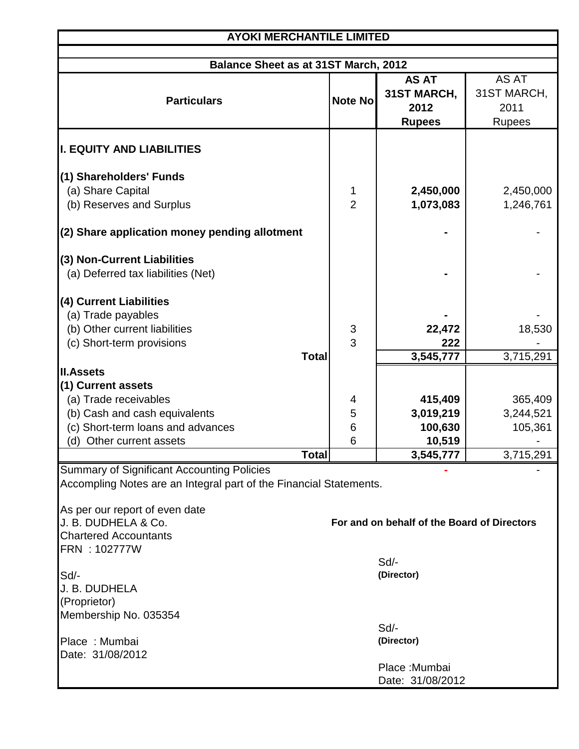# AYOKI MERCHANTILE LIMITED

## Balance Sheet as at 31ST March, 2012

| Particulars | Note No | AS AT 31ST MARCH, 2012 Rupees | AS AT 31ST MARCH, 2011 Rupees |
|---|---|---|---|
| **I. EQUITY AND LIABILITIES** | | | |
| **(1) Shareholders' Funds** | | | |
| (a) Share Capital | 1 | **2,450,000** | 2,450,000 |
| (b) Reserves and Surplus | 2 | **1,073,083** | 1,246,761 |
| **(2) Share application money pending allotment** | | **-** | - |
| **(3) Non-Current Liabilities** | | | |
| (a) Deferred tax liabilities (Net) | | **-** | - |
| **(4) Current Liabilities** | | | |
| (a) Trade payables | | **-** | - |
| (b) Other current liabilities | 3 | **22,472** | 18,530 |
| (c) Short-term provisions | 3 | **222** | - |
| **Total** | | **3,545,777** | 3,715,291 |
| **II.Assets** | | | |
| **(1) Current assets** | | | |
| (a) Trade receivables | 4 | **415,409** | 365,409 |
| (b) Cash and cash equivalents | 5 | **3,019,219** | 3,244,521 |
| (c) Short-term loans and advances | 6 | **100,630** | 105,361 |
| (d) Other current assets | 6 | **10,519** | - |
| **Total** | | **3,545,777** | 3,715,291 |
| Summary of Significant Accounting Policies | | - | - |

Accompling Notes are an Integral part of the Financial Statements.

As per our report of even date
J. B. DUDHELA & Co.
Chartered Accountants
FRN : 102777W

Sd/-
J. B. DUDHELA
(Proprietor)
Membership No. 035354

Place : Mumbai
Date: 31/08/2012

**For and on behalf of the Board of Directors**

Sd/-
**(Director)**

Sd/-
**(Director)**

Place :Mumbai
Date: 31/08/2012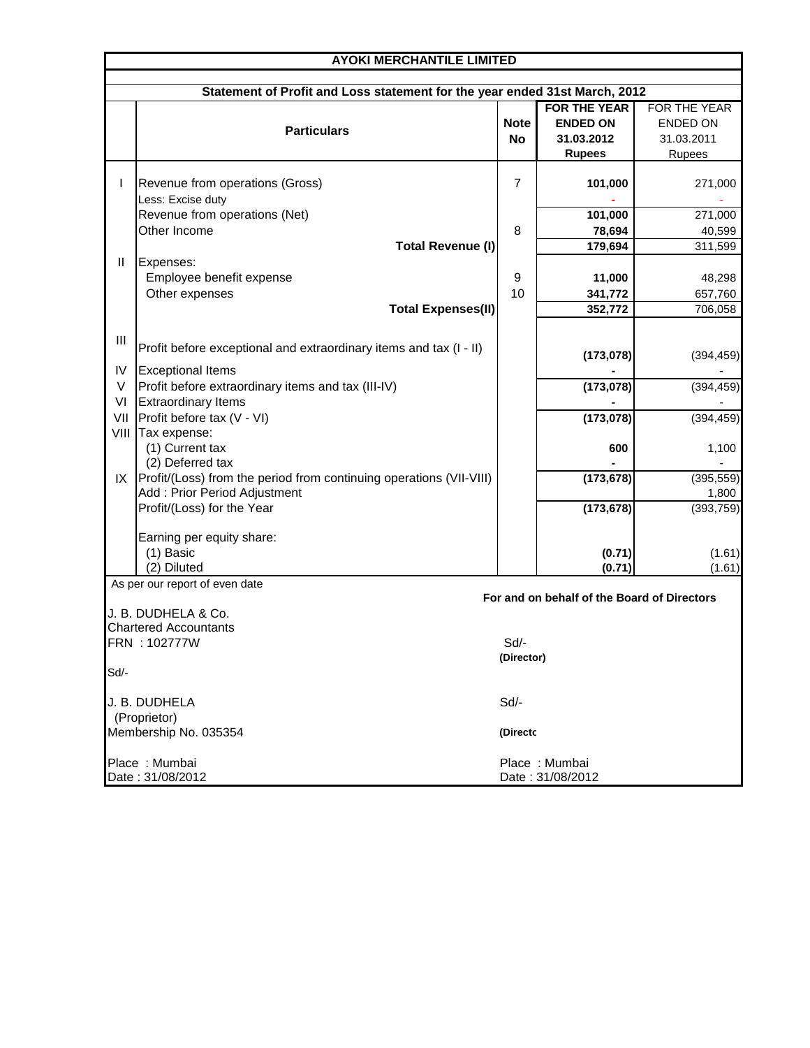# AYOKI MERCHANTILE LIMITED

## Statement of Profit and Loss statement for the year ended 31st March, 2012

| | Particulars | Note No | FOR THE YEAR ENDED ON 31.03.2012 Rupees | FOR THE YEAR ENDED ON 31.03.2011 Rupees |
|---|---|---|---|---|
| I | Revenue from operations (Gross) | 7 | **101,000** | 271,000 |
| | Less: Excise duty | | **-** | - |
| | Revenue from operations (Net) | | **101,000** | 271,000 |
| | Other Income | 8 | **78,694** | 40,599 |
| | **Total Revenue (I)** | | **179,694** | 311,599 |
| II | Expenses: | | | |
| | Employee benefit expense | 9 | **11,000** | 48,298 |
| | Other expenses | 10 | **341,772** | 657,760 |
| | **Total Expenses(II)** | | **352,772** | 706,058 |
| III | Profit before exceptional and extraordinary items and tax (I - II) | | **(173,078)** | (394,459) |
| IV | Exceptional Items | | **-** | - |
| V | Profit before extraordinary items and tax (III-IV) | | **(173,078)** | (394,459) |
| VI | Extraordinary Items | | **-** | - |
| VII | Profit before tax (V - VI) | | **(173,078)** | (394,459) |
| VIII | Tax expense: | | | |
| | (1) Current tax | | **600** | 1,100 |
| | (2) Deferred tax | | **-** | - |
| IX | Profit/(Loss) from the period from continuing operations (VII-VIII) | | **(173,678)** | (395,559) |
| | Add : Prior Period Adjustment | | | 1,800 |
| | Profit/(Loss) for the Year | | **(173,678)** | (393,759) |
| | Earning per equity share: | | | |
| | (1) Basic | | **(0.71)** | (1.61) |
| | (2) Diluted | | **(0.71)** | (1.61) |

As per our report of even date

**For and on behalf of the Board of Directors**

J. B. DUDHELA & Co.
Chartered Accountants
FRN : 102777W

Sd/-
**(Director)**

Sd/-

J. B. DUDHELA
(Proprietor)
Membership No. 035354

Sd/-
**(Directo**

Place : Mumbai
Date : 31/08/2012

Place : Mumbai
Date : 31/08/2012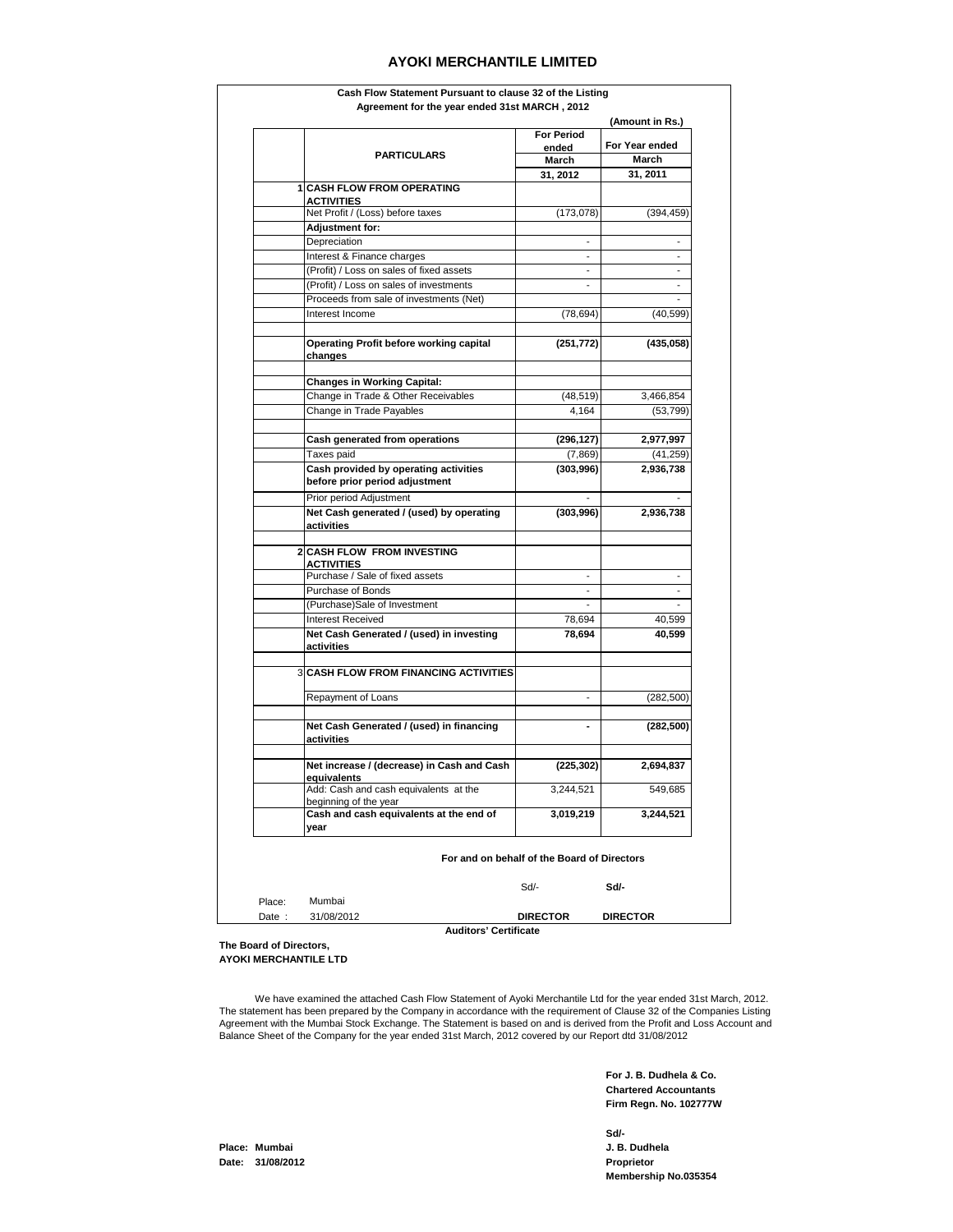# AYOKI MERCHANTILE LIMITED

**Cash Flow Statement Pursuant to clause 32 of the Listing Agreement for the year ended 31st MARCH , 2012**

**(Amount in Rs.)**

| | PARTICULARS | For Period ended March 31, 2012 | For Year ended March 31, 2011 |
|---|---|---|---|
| 1 | **CASH FLOW FROM OPERATING ACTIVITIES** | | |
| | Net Profit / (Loss) before taxes | (173,078) | (394,459) |
| | **Adjustment for:** | | |
| | Depreciation | - | - |
| | Interest & Finance charges | - | - |
| | (Profit) / Loss on sales of fixed assets | - | - |
| | (Profit) / Loss on sales of investments | - | - |
| | Proceeds from sale of investments (Net) | | - |
| | Interest Income | (78,694) | (40,599) |
| | **Operating Profit before working capital changes** | **(251,772)** | **(435,058)** |
| | **Changes in Working Capital:** | | |
| | Change in Trade & Other Receivables | (48,519) | 3,466,854 |
| | Change in Trade Payables | 4,164 | (53,799) |
| | **Cash generated from operations** | **(296,127)** | **2,977,997** |
| | Taxes paid | (7,869) | (41,259) |
| | **Cash provided by operating activities before prior period adjustment** | **(303,996)** | **2,936,738** |
| | Prior period Adjustment | - | - |
| | **Net Cash generated / (used) by operating activities** | **(303,996)** | **2,936,738** |
| 2 | **CASH FLOW FROM INVESTING ACTIVITIES** | | |
| | Purchase / Sale of fixed assets | - | - |
| | Purchase of Bonds | - | - |
| | (Purchase)Sale of Investment | - | - |
| | Interest Received | 78,694 | 40,599 |
| | **Net Cash Generated / (used) in investing activities** | **78,694** | **40,599** |
| 3 | **CASH FLOW FROM FINANCING ACTIVITIES** | | |
| | Repayment of Loans | - | (282,500) |
| | **Net Cash Generated / (used) in financing activities** | **-** | **(282,500)** |
| | **Net increase / (decrease) in Cash and Cash equivalents** | **(225,302)** | **2,694,837** |
| | Add: Cash and cash equivalents at the beginning of the year | 3,244,521 | 549,685 |
| | **Cash and cash equivalents at the end of year** | **3,019,219** | **3,244,521** |

**For and on behalf of the Board of Directors**

Sd/- **Sd/-**

Place: Mumbai

Date : 31/08/2012 **DIRECTOR** **DIRECTOR**

**Auditors' Certificate**

**The Board of Directors,**
**AYOKI MERCHANTILE LTD**

We have examined the attached Cash Flow Statement of Ayoki Merchantile Ltd for the year ended 31st March, 2012. The statement has been prepared by the Company in accordance with the requirement of Clause 32 of the Companies Listing Agreement with the Mumbai Stock Exchange. The Statement is based on and is derived from the Profit and Loss Account and Balance Sheet of the Company for the year ended 31st March, 2012 covered by our Report dtd 31/08/2012

**For J. B. Dudhela & Co.**
**Chartered Accountants**
**Firm Regn. No. 102777W**

**Sd/-**
**J. B. Dudhela**
**Proprietor**
**Membership No.035354**

**Place: Mumbai**
**Date: 31/08/2012**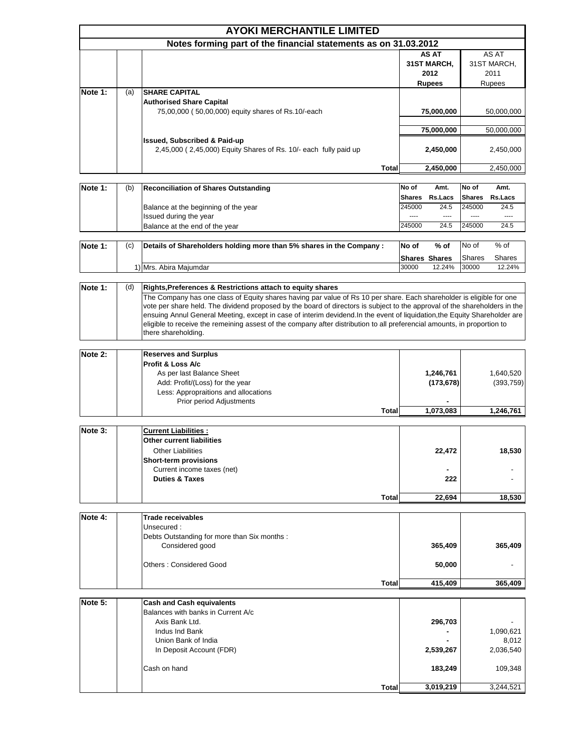# AYOKI MERCHANTILE LIMITED

## Notes forming part of the financial statements as on 31.03.2012

| | | | AS AT 31ST MARCH, 2012 Rupees | AS AT 31ST MARCH, 2011 Rupees |
|---|---|---|---|---|
| Note 1: | (a) | **SHARE CAPITAL** | | |
| | | **Authorised Share Capital** | | |
| | | 75,00,000 ( 50,00,000) equity shares of Rs.10/-each | **75,000,000** | 50,000,000 |
| | | | **75,000,000** | 50,000,000 |
| | | **Issued, Subscribed & Paid-up** | | |
| | | 2,45,000 ( 2,45,000) Equity Shares of Rs. 10/- each fully paid up | **2,450,000** | 2,450,000 |
| | | **Total** | **2,450,000** | 2,450,000 |

| | | | No of Shares | Amt. Rs.Lacs | No of Shares | Amt. Rs.Lacs |
|---|---|---|---|---|---|---|
| Note 1: | (b) | **Reconciliation of Shares Outstanding** | | | | |
| | | Balance at the beginning of the year | 245000 | 24.5 | 245000 | 24.5 |
| | | Issued during the year | ---- | ---- | ---- | ---- |
| | | Balance at the end of the year | 245000 | 24.5 | 245000 | 24.5 |

| | | | No of Shares | % of Shares | No of Shares | % of Shares |
|---|---|---|---|---|---|---|
| Note 1: | (c) | **Details of Shareholders holding more than 5% shares in the Company :** | | | | |
| | | 1) Mrs. Abira Majumdar | 30000 | 12.24% | 30000 | 12.24% |

**Note 1: (d) Rights,Preferences & Restrictions attach to equity shares**

The Company has one class of Equity shares having par value of Rs 10 per share. Each shareholder is eligible for one vote per share held. The dividend proposed by the board of directors is subject to the approval of the shareholders in the ensuing Annul General Meeting, except in case of interim dividend.In the event of liquidation,the Equity Shareholder are eligible to receive the remeining assest of the company after distribution to all preferencial amounts, in proportion to there shareholding.

| | | 2012 | 2011 |
|---|---|---|---|
| Note 2: | **Reserves and Surplus** | | |
| | **Profit & Loss A/c** | | |
| | As per last Balance Sheet | **1,246,761** | 1,640,520 |
| | Add: Profit/(Loss) for the year | **(173,678)** | (393,759) |
| | Less: Appropraitions and allocations | | |
| | Prior period Adjustments | **-** | |
| | **Total** | **1,073,083** | **1,246,761** |

| | | 2012 | 2011 |
|---|---|---|---|
| Note 3: | **Current Liabilities :** | | |
| | **Other current liabilities** | | |
| | Other Liabilities | **22,472** | **18,530** |
| | **Short-term provisions** | | |
| | Current income taxes (net) | **-** | - |
| | **Duties & Taxes** | **222** | - |
| | **Total** | **22,694** | **18,530** |

| | | 2012 | 2011 |
|---|---|---|---|
| Note 4: | **Trade receivables** | | |
| | Unsecured : | | |
| | Debts Outstanding for more than Six months : | | |
| | Considered good | **365,409** | **365,409** |
| | Others : Considered Good | **50,000** | - |
| | **Total** | **415,409** | **365,409** |

| | | 2012 | 2011 |
|---|---|---|---|
| Note 5: | **Cash and Cash equivalents** | | |
| | Balances with banks in Current A/c | | |
| | Axis Bank Ltd. | **296,703** | - |
| | Indus Ind Bank | **-** | 1,090,621 |
| | Union Bank of India | **-** | 8,012 |
| | In Deposit Account (FDR) | **2,539,267** | 2,036,540 |
| | Cash on hand | **183,249** | 109,348 |
| | **Total** | **3,019,219** | 3,244,521 |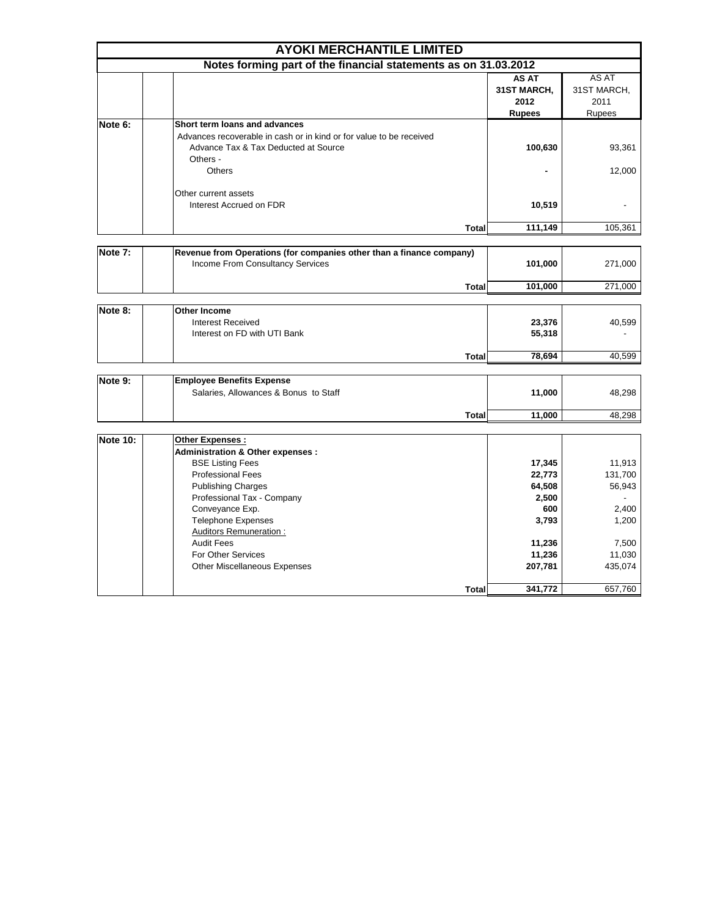# AYOKI MERCHANTILE LIMITED

## Notes forming part of the financial statements as on 31.03.2012

| | | AS AT 31ST MARCH, 2012 Rupees | AS AT 31ST MARCH, 2011 Rupees |
|---|---|---|---|
| **Note 6:** | **Short term loans and advances** | | |
| | Advances recoverable in cash or in kind or for value to be received | | |
| | Advance Tax & Tax Deducted at Source | **100,630** | 93,361 |
| | Others - | | |
| | Others | **-** | 12,000 |
| | Other current assets | | |
| | Interest Accrued on FDR | **10,519** | - |
| | **Total** | **111,149** | 105,361 |
| **Note 7:** | **Revenue from Operations (for companies other than a finance company)** | | |
| | Income From Consultancy Services | **101,000** | 271,000 |
| | **Total** | **101,000** | 271,000 |
| **Note 8:** | **Other Income** | | |
| | Interest Received | **23,376** | 40,599 |
| | Interest on FD with UTI Bank | **55,318** | - |
| | **Total** | **78,694** | 40,599 |
| **Note 9:** | **Employee Benefits Expense** | | |
| | Salaries, Allowances & Bonus to Staff | **11,000** | 48,298 |
| | **Total** | **11,000** | 48,298 |
| **Note 10:** | **Other Expenses :** | | |
| | **Administration & Other expenses :** | | |
| | BSE Listing Fees | **17,345** | 11,913 |
| | Professional Fees | **22,773** | 131,700 |
| | Publishing Charges | **64,508** | 56,943 |
| | Professional Tax - Company | **2,500** | - |
| | Conveyance Exp. | **600** | 2,400 |
| | Telephone Expenses | **3,793** | 1,200 |
| | Auditors Remuneration : | | |
| | Audit Fees | **11,236** | 7,500 |
| | For Other Services | **11,236** | 11,030 |
| | Other Miscellaneous Expenses | **207,781** | 435,074 |
| | **Total** | **341,772** | 657,760 |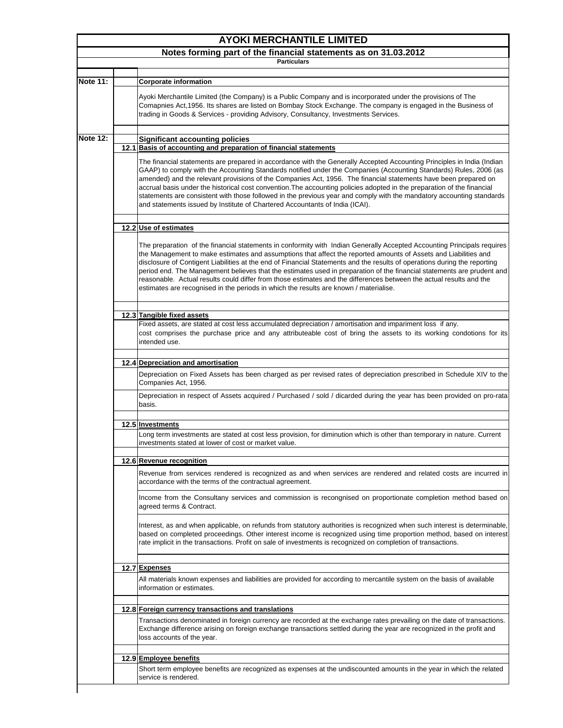# AYOKI MERCHANTILE LIMITED

## Notes forming part of the financial statements as on 31.03.2012

**Particulars**

### Note 11: Corporate information

Ayoki Merchantile Limited (the Company) is a Public Company and is incorporated under the provisions of The Comapnies Act,1956. Its shares are listed on Bombay Stock Exchange. The company is engaged in the Business of trading in Goods & Services - providing Advisory, Consultancy, Investments Services.

### Note 12: Significant accounting policies

**12.1 Basis of accounting and preparation of financial statements**

The financial statements are prepared in accordance with the Generally Accepted Accounting Principles in India (Indian GAAP) to comply with the Accounting Standards notified under the Companies (Accounting Standards) Rules, 2006 (as amended) and the relevant provisions of the Companies Act, 1956. The financial statements have been prepared on accrual basis under the historical cost convention.The accounting policies adopted in the preparation of the financial statements are consistent with those followed in the previous year and comply with the mandatory accounting standards and statements issued by Institute of Chartered Accountants of India (ICAI).

**12.2 Use of estimates**

The preparation of the financial statements in conformity with Indian Generally Accepted Accounting Principals requires the Management to make estimates and assumptions that affect the reported amounts of Assets and Liabilities and disclosure of Contigent Liabilities at the end of Financial Statements and the results of operations during the reporting period end. The Management believes that the estimates used in preparation of the financial statements are prudent and reasonable. Actual results could differ from those estimates and the differences between the actual results and the estimates are recognised in the periods in which the results are known / materialise.

**12.3 Tangible fixed assets**

Fixed assets, are stated at cost less accumulated depreciation / amortisation and impariment loss if any.
cost comprises the purchase price and any attributeable cost of bring the assets to its working condotions for its intended use.

**12.4 Depreciation and amortisation**

Depreciation on Fixed Assets has been charged as per revised rates of depreciation prescribed in Schedule XIV to the Companies Act, 1956.

Depreciation in respect of Assets acquired / Purchased / sold / dicarded during the year has been provided on pro-rata basis.

**12.5 Investments**

Long term investments are stated at cost less provision, for diminution which is other than temporary in nature. Current investments stated at lower of cost or market value.

**12.6 Revenue recognition**

Revenue from services rendered is recognized as and when services are rendered and related costs are incurred in accordance with the terms of the contractual agreement.

Income from the Consultany services and commission is recongnised on proportionate completion method based on agreed terms & Contract.

Interest, as and when applicable, on refunds from statutory authorities is recognized when such interest is determinable, based on completed proceedings. Other interest income is recognized using time proportion method, based on interest rate implicit in the transactions. Profit on sale of investments is recognized on completion of transactions.

**12.7 Expenses**

All materials known expenses and liabilities are provided for according to mercantile system on the basis of available information or estimates.

**12.8 Foreign currency transactions and translations**

Transactions denominated in foreign currency are recorded at the exchange rates prevailing on the date of transactions. Exchange difference arising on foreign exchange transactions settled during the year are recognized in the profit and loss accounts of the year.

**12.9 Employee benefits**

Short term employee benefits are recognized as expenses at the undiscounted amounts in the year in which the related service is rendered.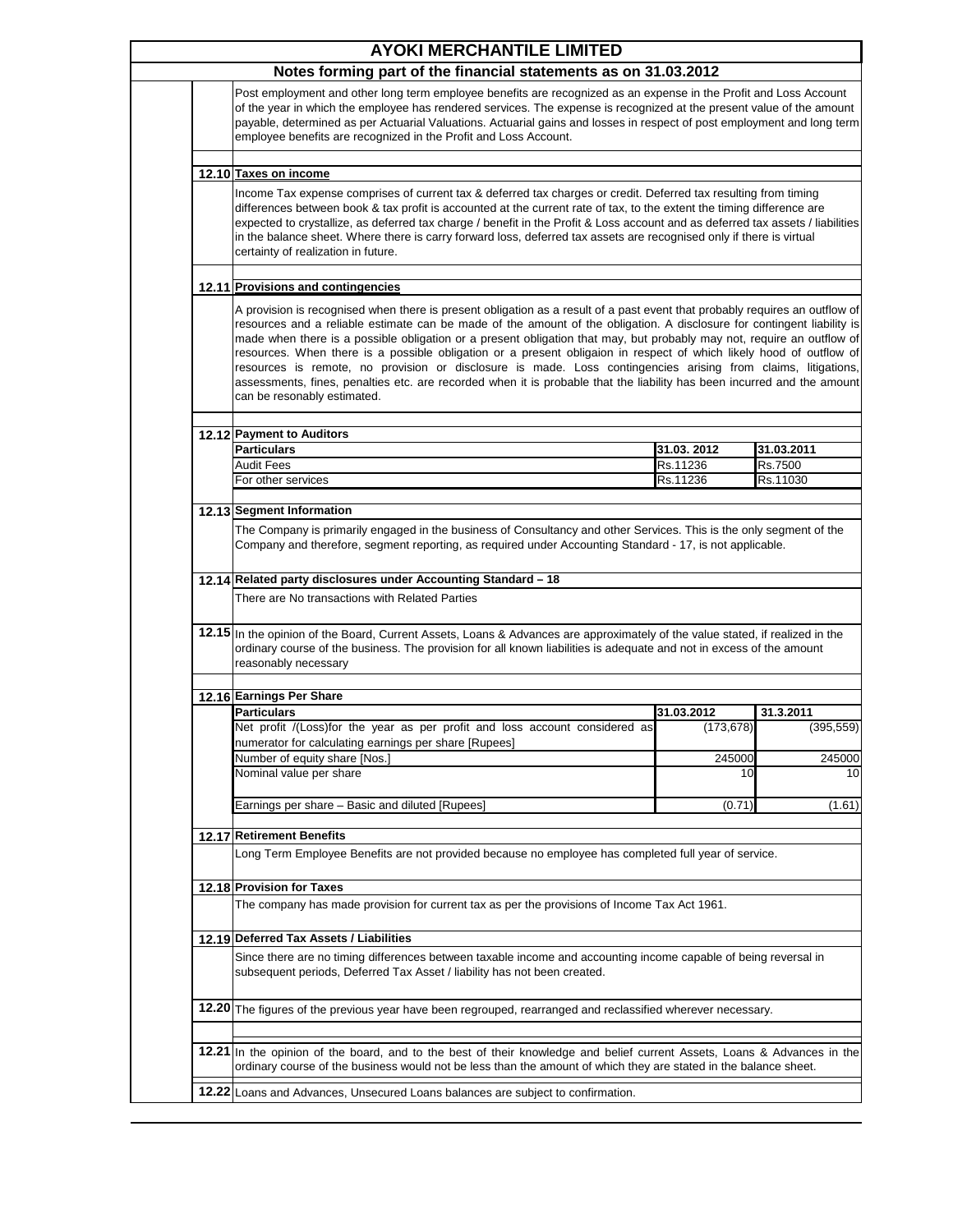# AYOKI MERCHANTILE LIMITED

## Notes forming part of the financial statements as on 31.03.2012

Post employment and other long term employee benefits are recognized as an expense in the Profit and Loss Account of the year in which the employee has rendered services. The expense is recognized at the present value of the amount payable, determined as per Actuarial Valuations. Actuarial gains and losses in respect of post employment and long term employee benefits are recognized in the Profit and Loss Account.

**12.10 Taxes on income**

Income Tax expense comprises of current tax & deferred tax charges or credit. Deferred tax resulting from timing differences between book & tax profit is accounted at the current rate of tax, to the extent the timing difference are expected to crystallize, as deferred tax charge / benefit in the Profit & Loss account and as deferred tax assets / liabilities in the balance sheet. Where there is carry forward loss, deferred tax assets are recognised only if there is virtual certainty of realization in future.

**12.11 Provisions and contingencies**

A provision is recognised when there is present obligation as a result of a past event that probably requires an outflow of resources and a reliable estimate can be made of the amount of the obligation. A disclosure for contingent liability is made when there is a possible obligation or a present obligation that may, but probably may not, require an outflow of resources. When there is a possible obligation or a present obligaion in respect of which likely hood of outflow of resources is remote, no provision or disclosure is made. Loss contingencies arising from claims, litigations, assessments, fines, penalties etc. are recorded when it is probable that the liability has been incurred and the amount can be resonably estimated.

**12.12 Payment to Auditors**

| Particulars | 31.03. 2012 | 31.03.2011 |
|---|---|---|
| Audit Fees | Rs.11236 | Rs.7500 |
| For other services | Rs.11236 | Rs.11030 |

**12.13 Segment Information**

The Company is primarily engaged in the business of Consultancy and other Services. This is the only segment of the Company and therefore, segment reporting, as required under Accounting Standard - 17, is not applicable.

**12.14 Related party disclosures under Accounting Standard – 18**

There are No transactions with Related Parties

**12.15** In the opinion of the Board, Current Assets, Loans & Advances are approximately of the value stated, if realized in the ordinary course of the business. The provision for all known liabilities is adequate and not in excess of the amount reasonably necessary

**12.16 Earnings Per Share**

| Particulars | 31.03.2012 | 31.3.2011 |
|---|---|---|
| Net profit /(Loss)for the year as per profit and loss account considered as numerator for calculating earnings per share [Rupees] | (173,678) | (395,559) |
| Number of equity share [Nos.] | 245000 | 245000 |
| Nominal value per share | 10 | 10 |
| Earnings per share – Basic and diluted [Rupees] | (0.71) | (1.61) |

**12.17 Retirement Benefits**

Long Term Employee Benefits are not provided because no employee has completed full year of service.

**12.18 Provision for Taxes**

The company has made provision for current tax as per the provisions of Income Tax Act 1961.

**12.19 Deferred Tax Assets / Liabilities**

Since there are no timing differences between taxable income and accounting income capable of being reversal in subsequent periods, Deferred Tax Asset / liability has not been created.

**12.20** The figures of the previous year have been regrouped, rearranged and reclassified wherever necessary.

**12.21** In the opinion of the board, and to the best of their knowledge and belief current Assets, Loans & Advances in the ordinary course of the business would not be less than the amount of which they are stated in the balance sheet.

**12.22** Loans and Advances, Unsecured Loans balances are subject to confirmation.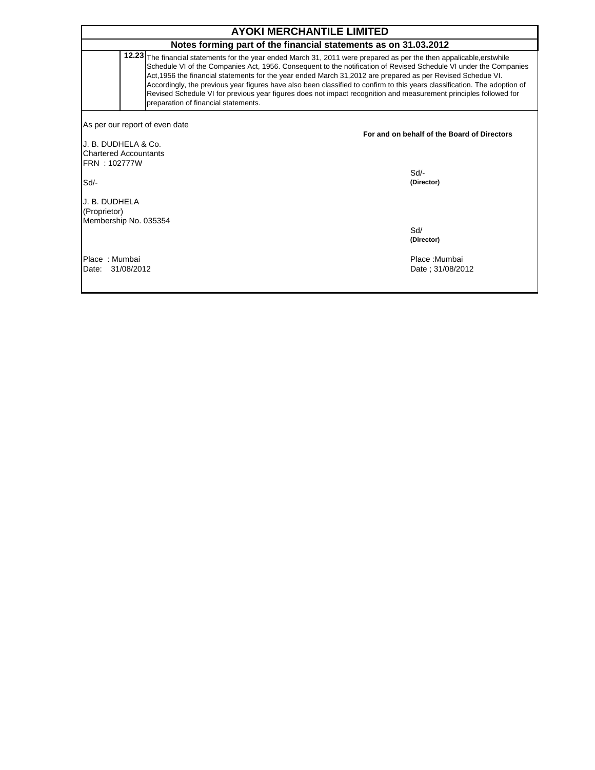# AYOKI MERCHANTILE LIMITED

## Notes forming part of the financial statements as on 31.03.2012

**12.23** The financial statements for the year ended March 31, 2011 were prepared as per the then appalicable,erstwhile Schedule VI of the Companies Act, 1956. Consequent to the notification of Revised Schedule VI under the Companies Act,1956 the financial statements for the year ended March 31,2012 are prepared as per Revised Schedue VI. Accordingly, the previous year figures have also been classified to confirm to this years classification. The adoption of Revised Schedule VI for previous year figures does not impact recognition and measurement principles followed for preparation of financial statements.

As per our report of even date

**For and on behalf of the Board of Directors**

J. B. DUDHELA & Co.
Chartered Accountants
FRN : 102777W

Sd/-

J. B. DUDHELA
(Proprietor)
Membership No. 035354

Place : Mumbai
Date: 31/08/2012

Sd/-
**(Director)**

Sd/
**(Director)**

Place :Mumbai
Date ; 31/08/2012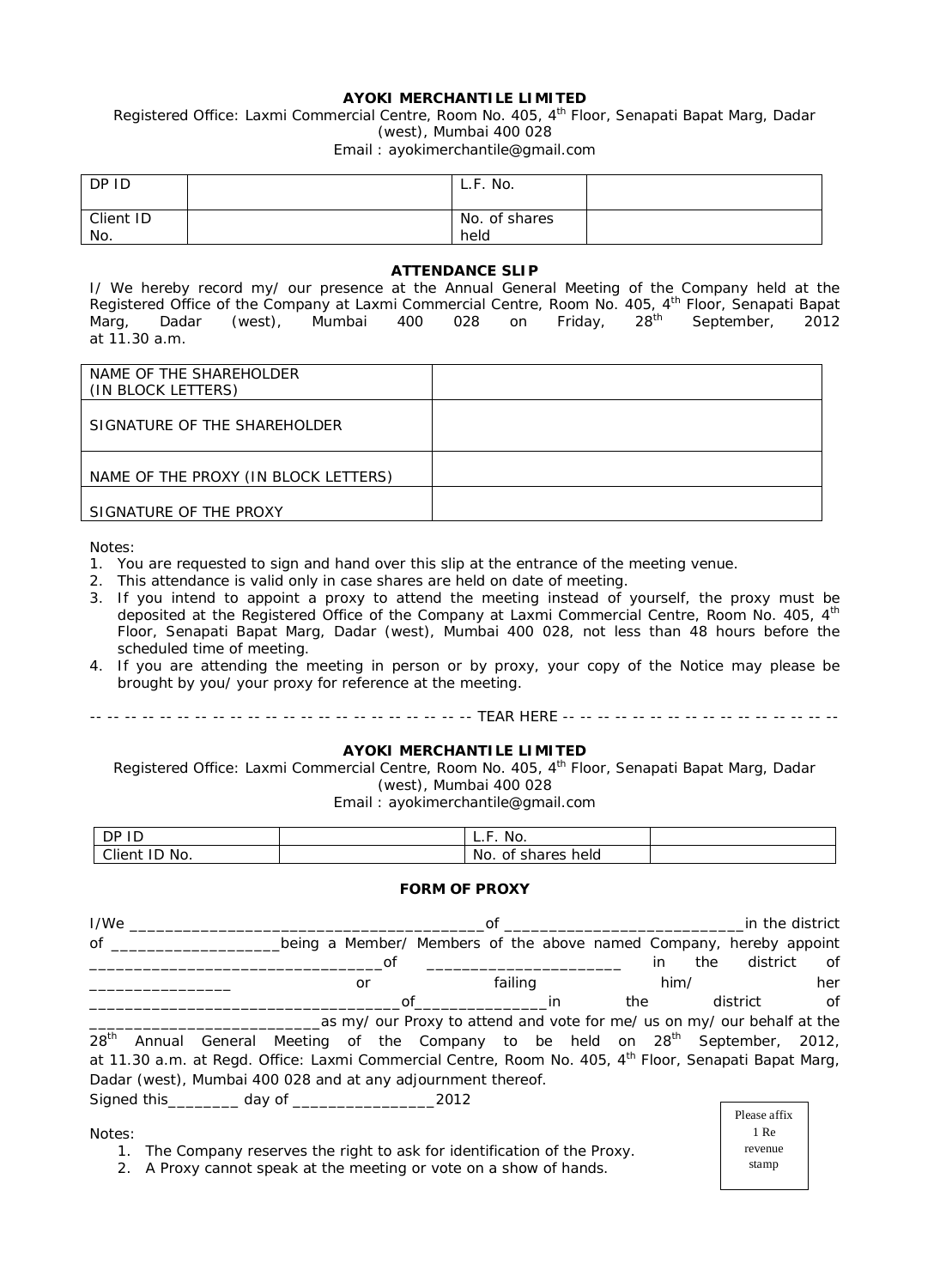**AYOKI MERCHANTILE LIMITED**

Registered Office: Laxmi Commercial Centre, Room No. 405, 4th Floor, Senapati Bapat Marg, Dadar (west), Mumbai 400 028

Email : ayokimerchantile@gmail.com

| | | | |
|---|---|---|---|
| DP ID | | L.F. No. | |
| Client ID No. | | No. of shares held | |

**ATTENDANCE SLIP**

I/ We hereby record my/ our presence at the Annual General Meeting of the Company held at the Registered Office of the Company at Laxmi Commercial Centre, Room No. 405, 4th Floor, Senapati Bapat Marg, Dadar (west), Mumbai 400 028 on Friday, 28th September, 2012 at 11.30 a.m.

| | |
|---|---|
| NAME OF THE SHAREHOLDER (IN BLOCK LETTERS) | |
| SIGNATURE OF THE SHAREHOLDER | |
| NAME OF THE PROXY (IN BLOCK LETTERS) | |
| SIGNATURE OF THE PROXY | |

Notes:

1. You are requested to sign and hand over this slip at the entrance of the meeting venue.
2. This attendance is valid only in case shares are held on date of meeting.
3. If you intend to appoint a proxy to attend the meeting instead of yourself, the proxy must be deposited at the Registered Office of the Company at Laxmi Commercial Centre, Room No. 405, 4th Floor, Senapati Bapat Marg, Dadar (west), Mumbai 400 028, not less than 48 hours before the scheduled time of meeting.
4. If you are attending the meeting in person or by proxy, your copy of the Notice may please be brought by you/ your proxy for reference at the meeting.

-- -- -- -- -- -- -- -- -- -- -- -- -- -- -- -- -- -- -- -- -- -- -- -- TEAR HERE -- -- -- -- -- -- -- -- -- -- -- -- -- -- -- -- -- --

**AYOKI MERCHANTILE LIMITED**

Registered Office: Laxmi Commercial Centre, Room No. 405, 4th Floor, Senapati Bapat Marg, Dadar (west), Mumbai 400 028

Email : ayokimerchantile@gmail.com

| | | | |
|---|---|---|---|
| DP ID | | L.F. No. | |
| Client ID No. | | No. of shares held | |

**FORM OF PROXY**

I/We ________________________________________of ___________________________in the district of ___________________being a Member/ Members of the above named Company, hereby appoint _________________________________of _____________________ in the district of ________________ or failing him/ her ___________________________________of_______________in the district of __________________________as my/ our Proxy to attend and vote for me/ us on my/ our behalf at the 28th Annual General Meeting of the Company to be held on 28th September, 2012, at 11.30 a.m. at Regd. Office: Laxmi Commercial Centre, Room No. 405, 4th Floor, Senapati Bapat Marg, Dadar (west), Mumbai 400 028 and at any adjournment thereof.

Signed this________ day of ________________2012

Please affix 1 Re revenue stamp

Notes:

1. The Company reserves the right to ask for identification of the Proxy.
2. A Proxy cannot speak at the meeting or vote on a show of hands.